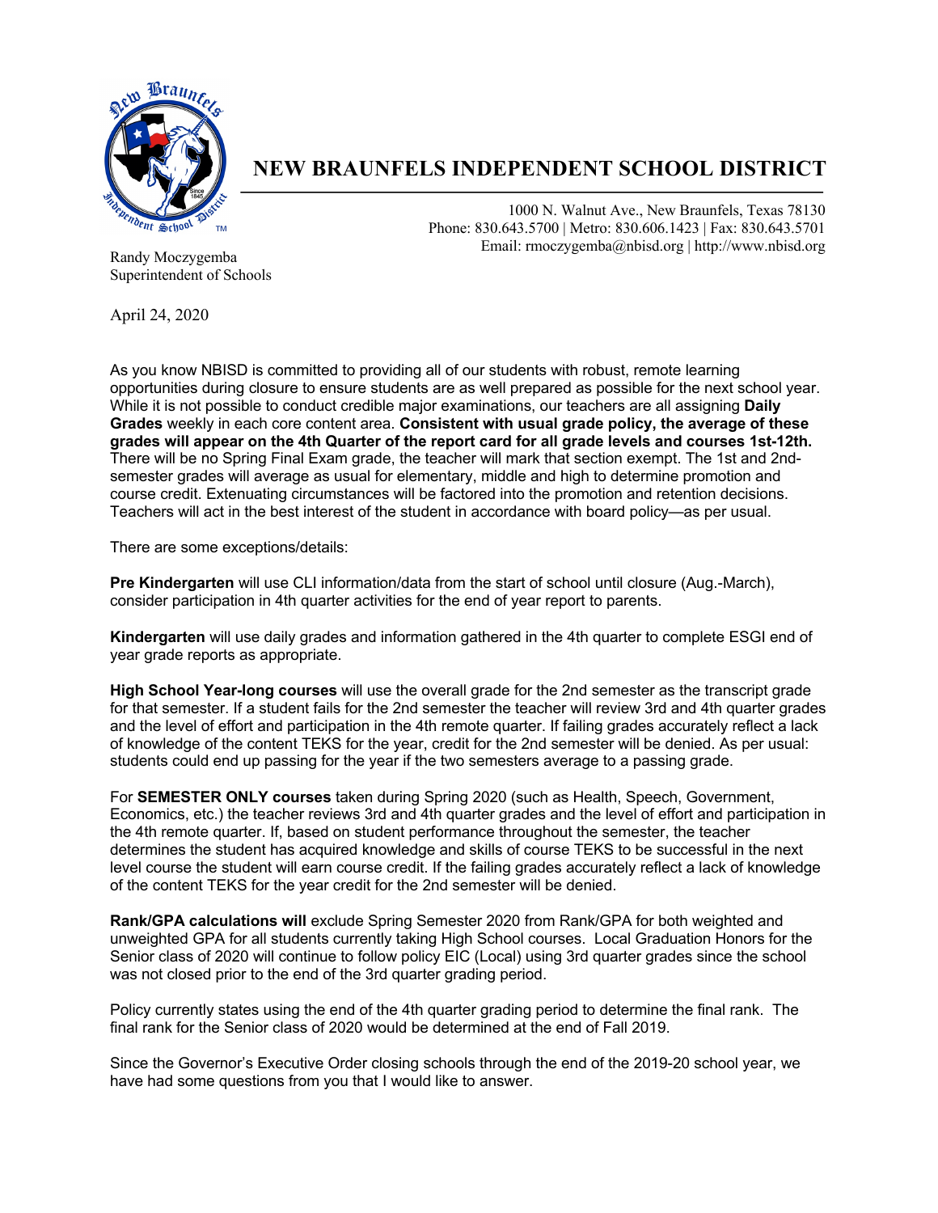# NEW BRAUNFELS INDEPENDENT SCHOOL DISTRICT

1000 N. Walnut Ave., New Braunfels, Texas 78130
Phone: 830.643.5700 | Metro: 830.606.1423 | Fax: 830.643.5701
Email: rmoczygemba@nbisd.org | http://www.nbisd.org

Randy Moczygemba
Superintendent of Schools

April 24, 2020

As you know NBISD is committed to providing all of our students with robust, remote learning opportunities during closure to ensure students are as well prepared as possible for the next school year. While it is not possible to conduct credible major examinations, our teachers are all assigning **Daily Grades** weekly in each core content area. **Consistent with usual grade policy, the average of these grades will appear on the 4th Quarter of the report card for all grade levels and courses 1st-12th.** There will be no Spring Final Exam grade, the teacher will mark that section exempt. The 1st and 2nd-semester grades will average as usual for elementary, middle and high to determine promotion and course credit. Extenuating circumstances will be factored into the promotion and retention decisions. Teachers will act in the best interest of the student in accordance with board policy—as per usual.

There are some exceptions/details:

**Pre Kindergarten** will use CLI information/data from the start of school until closure (Aug.-March), consider participation in 4th quarter activities for the end of year report to parents.

**Kindergarten** will use daily grades and information gathered in the 4th quarter to complete ESGI end of year grade reports as appropriate.

**High School Year-long courses** will use the overall grade for the 2nd semester as the transcript grade for that semester. If a student fails for the 2nd semester the teacher will review 3rd and 4th quarter grades and the level of effort and participation in the 4th remote quarter. If failing grades accurately reflect a lack of knowledge of the content TEKS for the year, credit for the 2nd semester will be denied. As per usual: students could end up passing for the year if the two semesters average to a passing grade.

For **SEMESTER ONLY courses** taken during Spring 2020 (such as Health, Speech, Government, Economics, etc.) the teacher reviews 3rd and 4th quarter grades and the level of effort and participation in the 4th remote quarter. If, based on student performance throughout the semester, the teacher determines the student has acquired knowledge and skills of course TEKS to be successful in the next level course the student will earn course credit. If the failing grades accurately reflect a lack of knowledge of the content TEKS for the year credit for the 2nd semester will be denied.

**Rank/GPA calculations will** exclude Spring Semester 2020 from Rank/GPA for both weighted and unweighted GPA for all students currently taking High School courses. Local Graduation Honors for the Senior class of 2020 will continue to follow policy EIC (Local) using 3rd quarter grades since the school was not closed prior to the end of the 3rd quarter grading period.

Policy currently states using the end of the 4th quarter grading period to determine the final rank. The final rank for the Senior class of 2020 would be determined at the end of Fall 2019.

Since the Governor's Executive Order closing schools through the end of the 2019-20 school year, we have had some questions from you that I would like to answer.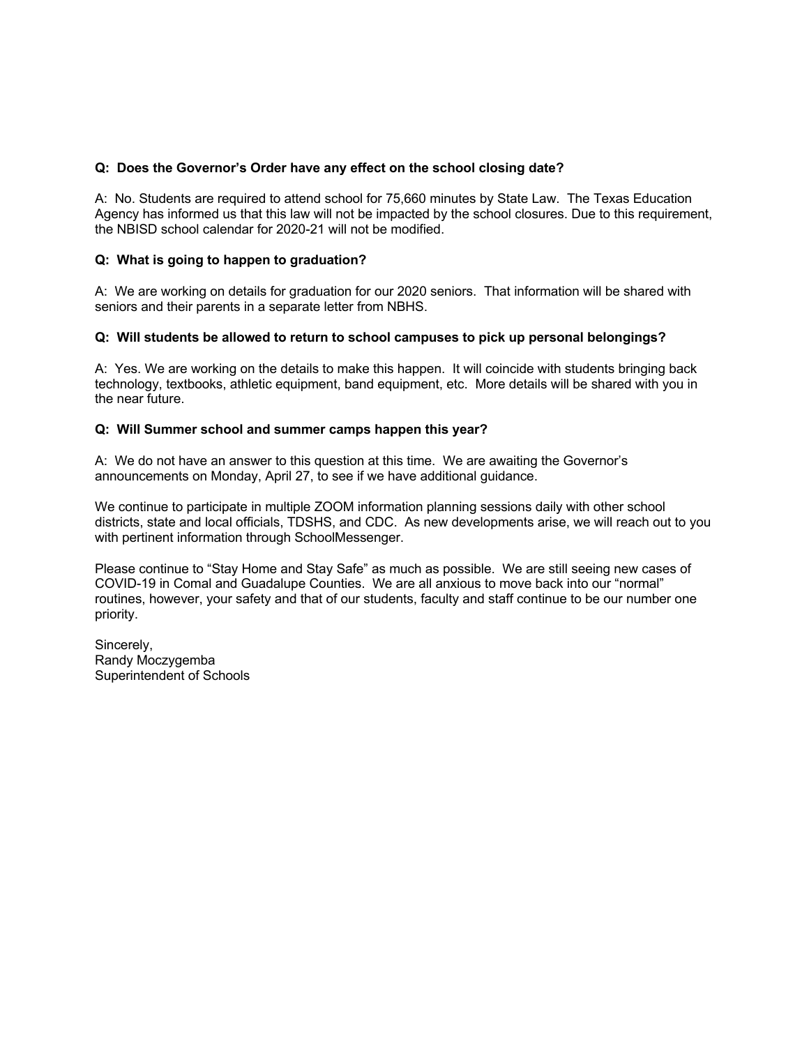**Q: Does the Governor's Order have any effect on the school closing date?**

A: No. Students are required to attend school for 75,660 minutes by State Law. The Texas Education Agency has informed us that this law will not be impacted by the school closures. Due to this requirement, the NBISD school calendar for 2020-21 will not be modified.

**Q: What is going to happen to graduation?**

A: We are working on details for graduation for our 2020 seniors. That information will be shared with seniors and their parents in a separate letter from NBHS.

**Q: Will students be allowed to return to school campuses to pick up personal belongings?**

A: Yes. We are working on the details to make this happen. It will coincide with students bringing back technology, textbooks, athletic equipment, band equipment, etc. More details will be shared with you in the near future.

**Q: Will Summer school and summer camps happen this year?**

A: We do not have an answer to this question at this time. We are awaiting the Governor's announcements on Monday, April 27, to see if we have additional guidance.

We continue to participate in multiple ZOOM information planning sessions daily with other school districts, state and local officials, TDSHS, and CDC. As new developments arise, we will reach out to you with pertinent information through SchoolMessenger.

Please continue to "Stay Home and Stay Safe" as much as possible. We are still seeing new cases of COVID-19 in Comal and Guadalupe Counties. We are all anxious to move back into our "normal" routines, however, your safety and that of our students, faculty and staff continue to be our number one priority.

Sincerely,
Randy Moczygemba
Superintendent of Schools